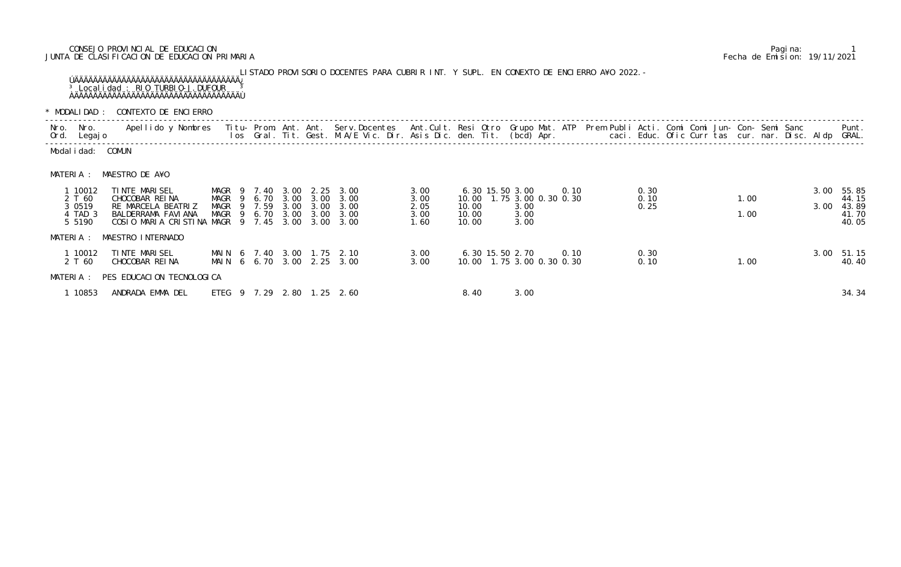CONSEJO PROVINCIAL DE EDUCACION
JUNTA DE CLASIFICACION DE EDUCACION PRIMARIA

Pagina: 1
Fecha de Emision: 19/11/2021

LISTADO PROVISORIO DOCENTES PARA CUBRIR INT. Y SUPL. EN CONEXTO DE ENCIERRO A¥O 2022.-

Localidad : RIO TURBIO-J.DUFOUR

\* MODALIDAD : CONTEXTO DE ENCIERRO

Modalidad: COMUN

MATERIA : MAESTRO DE A¥O

| Nro. Ord. | Nro. Legajo | Apellido y Nombres | Titulos | | Prom. Gral. | Ant. Tit. | Ant. Gest. | Serv.Docentes M.A/E Vic. Dir. | Ant.Cult. Asis Dic. | Resi den. | Otro Tit. | Grupo (bcd) | Mat. Apr. | ATP | Prem | Publi caci. | Acti. Educ. | Comi Ofic | Comi Curr | Jun-tas | Con-cur. | Semi nar. | Sanc Disc. | Aldp | Punt. GRAL. |
|---|---|---|---|---|---|---|---|---|---|---|---|---|---|---|---|---|---|---|---|---|---|---|---|---|---|
| 1 | 10012 | TINTE MARISEL | MAGR | 9 | 7.40 | 3.00 | 2.25 | 3.00 | 3.00 | 6.30 | 15.50 | 3.00 | | 0.10 | | | 0.30 | | | | | | | 3.00 | 55.85 |
| 2 | T 60 | CHOCOBAR REINA | MAGR | 9 | 6.70 | 3.00 | 3.00 | 3.00 | 3.00 | 10.00 | 1.75 | 3.00 | 0.30 | 0.30 | | | 0.10 | | | | 1.00 | | | | 44.15 |
| 3 | 0519 | RE MARCELA BEATRIZ | MAGR | 9 | 7.59 | 3.00 | 3.00 | 3.00 | 2.05 | 10.00 | | 3.00 | | | | | 0.25 | | | | | | | 3.00 | 43.89 |
| 4 | TAD 3 | BALDERRAMA FAVIANA | MAGR | 9 | 6.70 | 3.00 | 3.00 | 3.00 | 3.00 | 10.00 | | 3.00 | | | | | | | | | 1.00 | | | | 41.70 |
| 5 | 5190 | COSIO MARIA CRISTINA | MAGR | 9 | 7.45 | 3.00 | 3.00 | 3.00 | 1.60 | 10.00 | | 3.00 | | | | | | | | | | | | | 40.05 |

MATERIA : MAESTRO INTERNADO

| Nro. Ord. | Nro. Legajo | Apellido y Nombres | Titulos | | Prom. Gral. | Ant. Tit. | Ant. Gest. | Serv.Docentes M.A/E Vic. Dir. | Ant.Cult. Asis Dic. | Resi den. | Otro Tit. | Grupo (bcd) | Mat. Apr. | ATP | Prem | Publi caci. | Acti. Educ. | Comi Ofic | Comi Curr | Jun-tas | Con-cur. | Semi nar. | Sanc Disc. | Aldp | Punt. GRAL. |
|---|---|---|---|---|---|---|---|---|---|---|---|---|---|---|---|---|---|---|---|---|---|---|---|---|---|
| 1 | 10012 | TINTE MARISEL | MAIN | 6 | 7.40 | 3.00 | 1.75 | 2.10 | 3.00 | 6.30 | 15.50 | 2.70 | | 0.10 | | | 0.30 | | | | | | | 3.00 | 51.15 |
| 2 | T 60 | CHOCOBAR REINA | MAIN | 6 | 6.70 | 3.00 | 2.25 | 3.00 | 3.00 | 10.00 | 1.75 | 3.00 | 0.30 | 0.30 | | | 0.10 | | | | 1.00 | | | | 40.40 |

MATERIA : PES EDUCACION TECNOLOGICA

| Nro. Ord. | Nro. Legajo | Apellido y Nombres | Titulos | | Prom. Gral. | Ant. Tit. | Ant. Gest. | Serv.Docentes M.A/E Vic. Dir. | Ant.Cult. Asis Dic. | Resi den. | Otro Tit. | Grupo (bcd) | Mat. Apr. | ATP | Prem | Publi caci. | Acti. Educ. | Comi Ofic | Comi Curr | Jun-tas | Con-cur. | Semi nar. | Sanc Disc. | Aldp | Punt. GRAL. |
|---|---|---|---|---|---|---|---|---|---|---|---|---|---|---|---|---|---|---|---|---|---|---|---|---|---|
| 1 | 10853 | ANDRADA EMMA DEL | ETEG | 9 | 7.29 | 2.80 | 1.25 | 2.60 | | 8.40 | | 3.00 | | | | | | | | | | | | | 34.34 |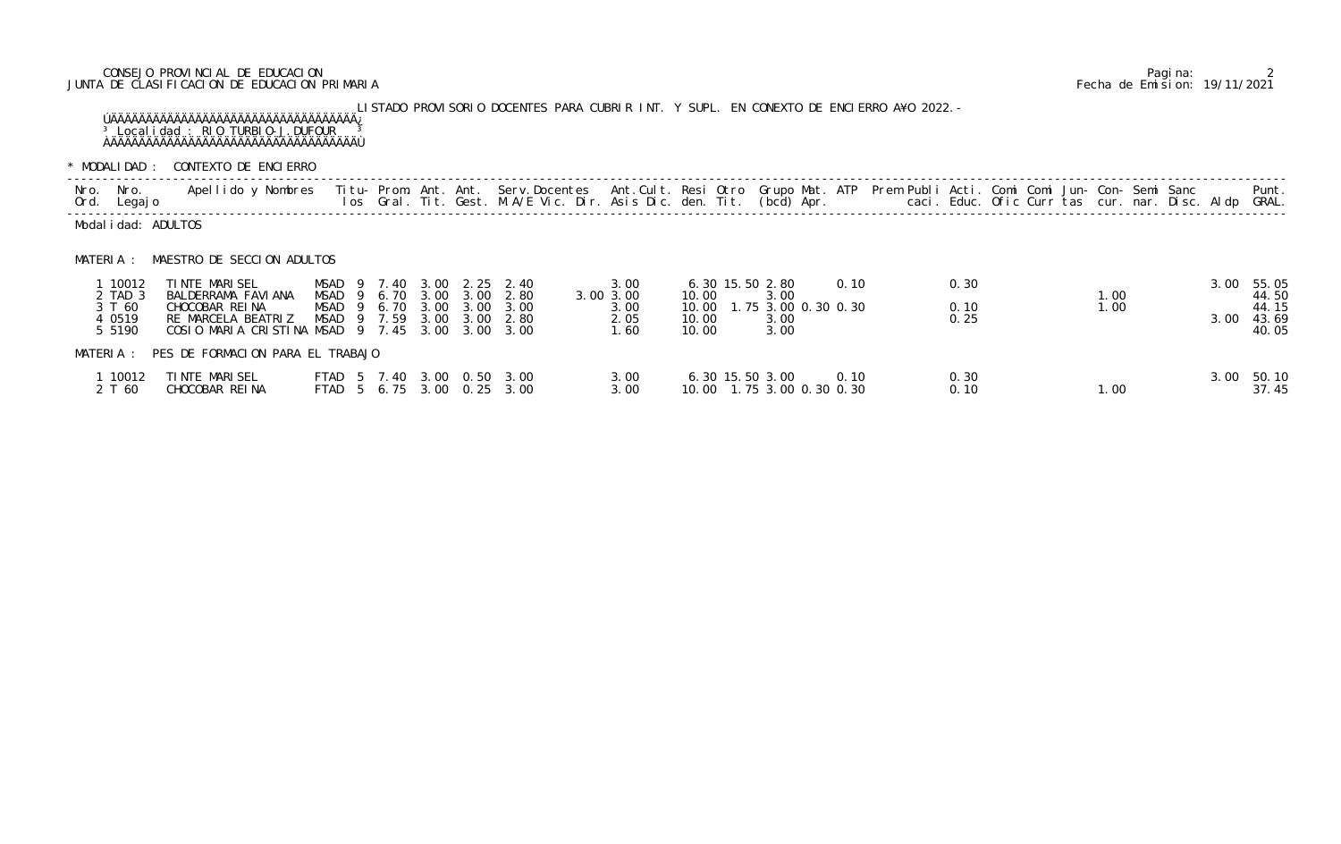CONSEJO PROVINCIAL DE EDUCACION
JUNTA DE CLASIFICACION DE EDUCACION PRIMARIA

Fecha de Emision: 19/11/2021

LISTADO PROVISORIO DOCENTES PARA CUBRIR INT. Y SUPL. EN CONEXTO DE ENCIERRO A¥O 2022.-

Localidad : RIO TURBIO-J.DUFOUR

\* MODALIDAD : CONTEXTO DE ENCIERRO

Modalidad: ADULTOS

MATERIA : MAESTRO DE SECCION ADULTOS

| Nro. Ord. | Nro. Legajo | Apellido y Nombres | Titu-los | | Prom. Gral. | Ant. Tit. | Ant. Gest. | Serv.Docentes M.A/E | Vic. | Dir. | Ant.Cult. Asis | Resi Dic. | Otro den. | Grupo Tit. | Mat. (bcd) | ATP Apr. | Prem | Publi caci. | Acti. Educ. | Comi Ofic | Comi Curr | Jun-tas | Con-cur. | Semi nar. | Sanc Disc. | Aldp | Punt. GRAL. |
|---|---|---|---|---|---|---|---|---|---|---|---|---|---|---|---|---|---|---|---|---|---|---|---|---|---|---|---|
| 1 | 10012 | TINTE MARISEL | MSAD | 9 | 7.40 | 3.00 | 2.25 | 2.40 | | | 3.00 | 6.30 | 15.50 | 2.80 | | 0.10 | | | 0.30 | | | | | | | 3.00 | 55.05 |
| 2 | TAD 3 | BALDERRAMA FAVIANA | MSAD | 9 | 6.70 | 3.00 | 3.00 | 2.80 | | 3.00 | 3.00 | 10.00 | | 3.00 | | | | | | | | | 1.00 | | | | 44.50 |
| 3 | T 60 | CHOCOBAR REINA | MSAD | 9 | 6.70 | 3.00 | 3.00 | 3.00 | | | 3.00 | 10.00 | 1.75 | 3.00 | 0.30 | 0.30 | | | 0.10 | | | | 1.00 | | | | 44.15 |
| 4 | 0519 | RE MARCELA BEATRIZ | MSAD | 9 | 7.59 | 3.00 | 3.00 | 2.80 | | | 2.05 | 10.00 | | 3.00 | | | | | 0.25 | | | | | | | 3.00 | 43.69 |
| 5 | 5190 | COSIO MARIA CRISTINA | MSAD | 9 | 7.45 | 3.00 | 3.00 | 3.00 | | | 1.60 | 10.00 | | 3.00 | | | | | | | | | | | | | 40.05 |

MATERIA : PES DE FORMACION PARA EL TRABAJO

| Nro. Ord. | Nro. Legajo | Apellido y Nombres | Titu-los | | Prom. Gral. | Ant. Tit. | Ant. Gest. | Serv.Docentes M.A/E | Vic. | Dir. | Ant.Cult. Asis | Resi Dic. | Otro den. | Grupo Tit. | Mat. (bcd) | ATP Apr. | Prem | Publi caci. | Acti. Educ. | Comi Ofic | Comi Curr | Jun-tas | Con-cur. | Semi nar. | Sanc Disc. | Aldp | Punt. GRAL. |
|---|---|---|---|---|---|---|---|---|---|---|---|---|---|---|---|---|---|---|---|---|---|---|---|---|---|---|---|
| 1 | 10012 | TINTE MARISEL | FTAD | 5 | 7.40 | 3.00 | 0.50 | 3.00 | | | 3.00 | 6.30 | 15.50 | 3.00 | | 0.10 | | | 0.30 | | | | | | | 3.00 | 50.10 |
| 2 | T 60 | CHOCOBAR REINA | FTAD | 5 | 6.75 | 3.00 | 0.25 | 3.00 | | | 3.00 | 10.00 | 1.75 | 3.00 | 0.30 | 0.30 | | | 0.10 | | | | 1.00 | | | | 37.45 |